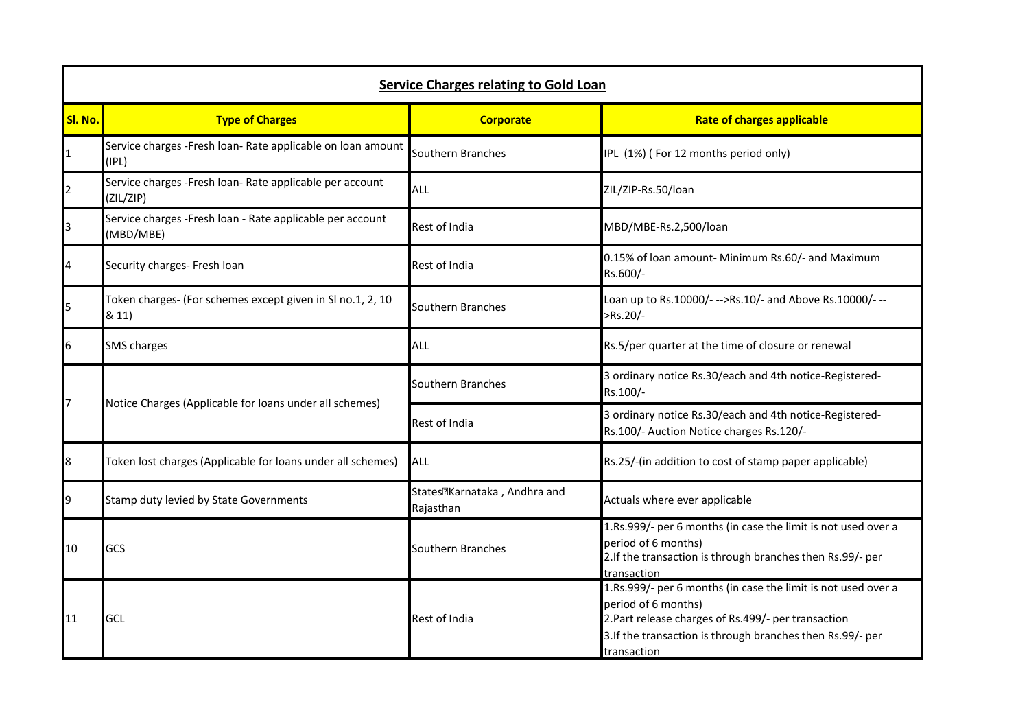## Service Charges relating to Gold Loan

| Sl. No. | Type of Charges | Corporate | Rate of charges applicable |
|---|---|---|---|
| 1 | Service charges -Fresh loan- Rate applicable on loan amount (IPL) | Southern Branches | IPL (1%) ( For 12 months period only) |
| 2 | Service charges -Fresh loan- Rate applicable per account (ZIL/ZIP) | ALL | ZIL/ZIP-Rs.50/loan |
| 3 | Service charges -Fresh loan - Rate applicable per account (MBD/MBE) | Rest of India | MBD/MBE-Rs.2,500/loan |
| 4 | Security charges- Fresh loan | Rest of India | 0.15% of loan amount- Minimum Rs.60/- and Maximum Rs.600/- |
| 5 | Token charges- (For schemes except given in Sl no.1, 2, 10 & 11) | Southern Branches | Loan up to Rs.10000/- -->Rs.10/- and Above Rs.10000/- -->Rs.20/- |
| 6 | SMS charges | ALL | Rs.5/per quarter at the time of closure or renewal |
| 7 | Notice Charges (Applicable for loans under all schemes) | Southern Branches | 3 ordinary notice Rs.30/each and 4th notice-Registered-Rs.100/- |
| | | Rest of India | 3 ordinary notice Rs.30/each and 4th notice-Registered-Rs.100/- Auction Notice charges Rs.120/- |
| 8 | Token lost charges (Applicable for loans under all schemes) | ALL | Rs.25/-(in addition to cost of stamp paper applicable) |
| 9 | Stamp duty levied by State Governments | States Karnataka , Andhra and Rajasthan | Actuals where ever applicable |
| 10 | GCS | Southern Branches | 1.Rs.999/- per 6 months (in case the limit is not used over a period of 6 months)<br>2.If the transaction is through branches then Rs.99/- per transaction |
| 11 | GCL | Rest of India | 1.Rs.999/- per 6 months (in case the limit is not used over a period of 6 months)<br>2.Part release charges of Rs.499/- per transaction<br>3.If the transaction is through branches then Rs.99/- per transaction |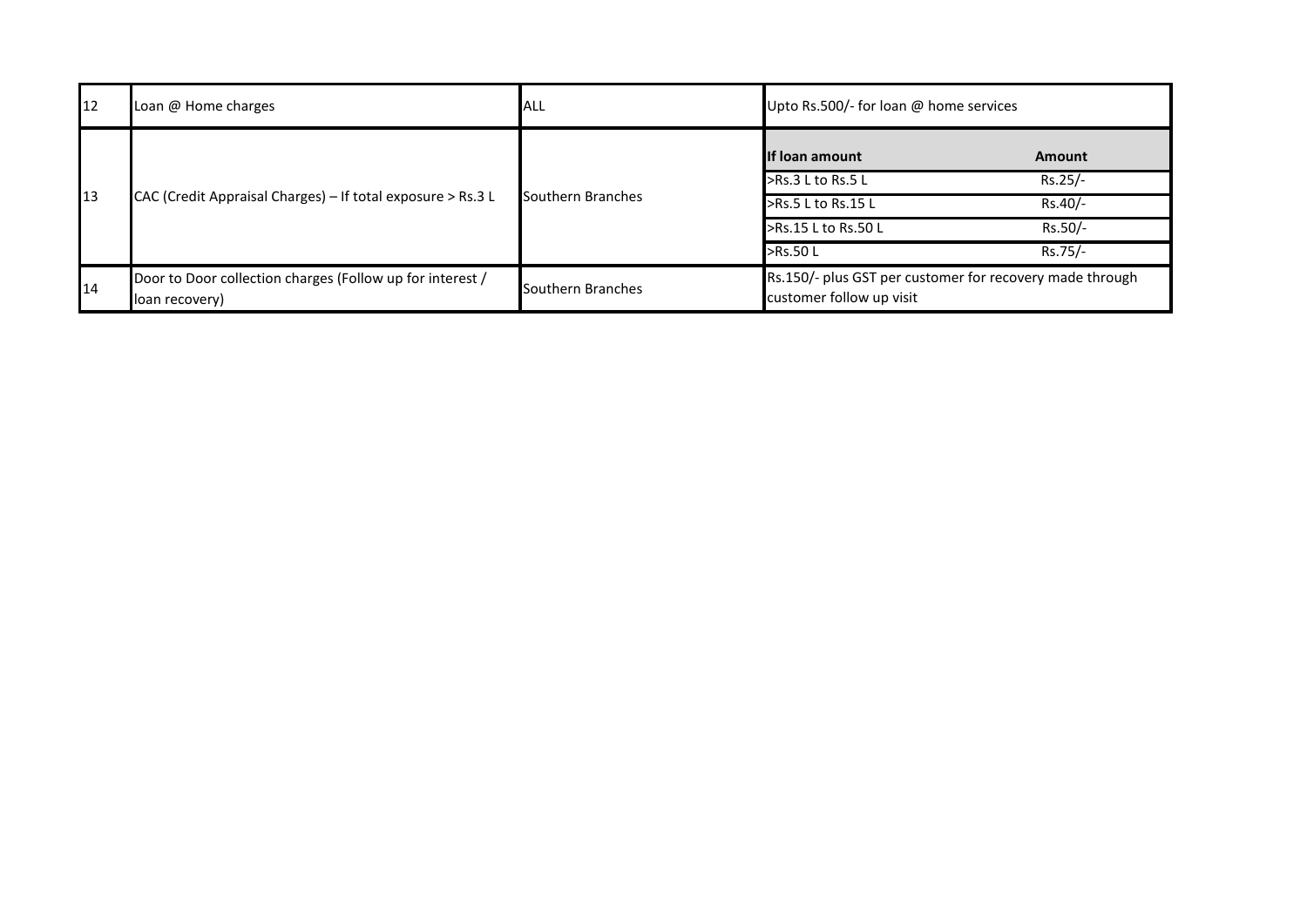| | | | | |
|---|---|---|---|---|
| 12 | Loan @ Home charges | ALL | Upto Rs.500/- for loan @ home services | |
| 13 | CAC (Credit Appraisal Charges) – If total exposure > Rs.3 L | Southern Branches | **If loan amount** | **Amount** |
| | | | >Rs.3 L to Rs.5 L | Rs.25/- |
| | | | >Rs.5 L to Rs.15 L | Rs.40/- |
| | | | >Rs.15 L to Rs.50 L | Rs.50/- |
| | | | >Rs.50 L | Rs.75/- |
| 14 | Door to Door collection charges (Follow up for interest / loan recovery) | Southern Branches | Rs.150/- plus GST per customer for recovery made through customer follow up visit | |